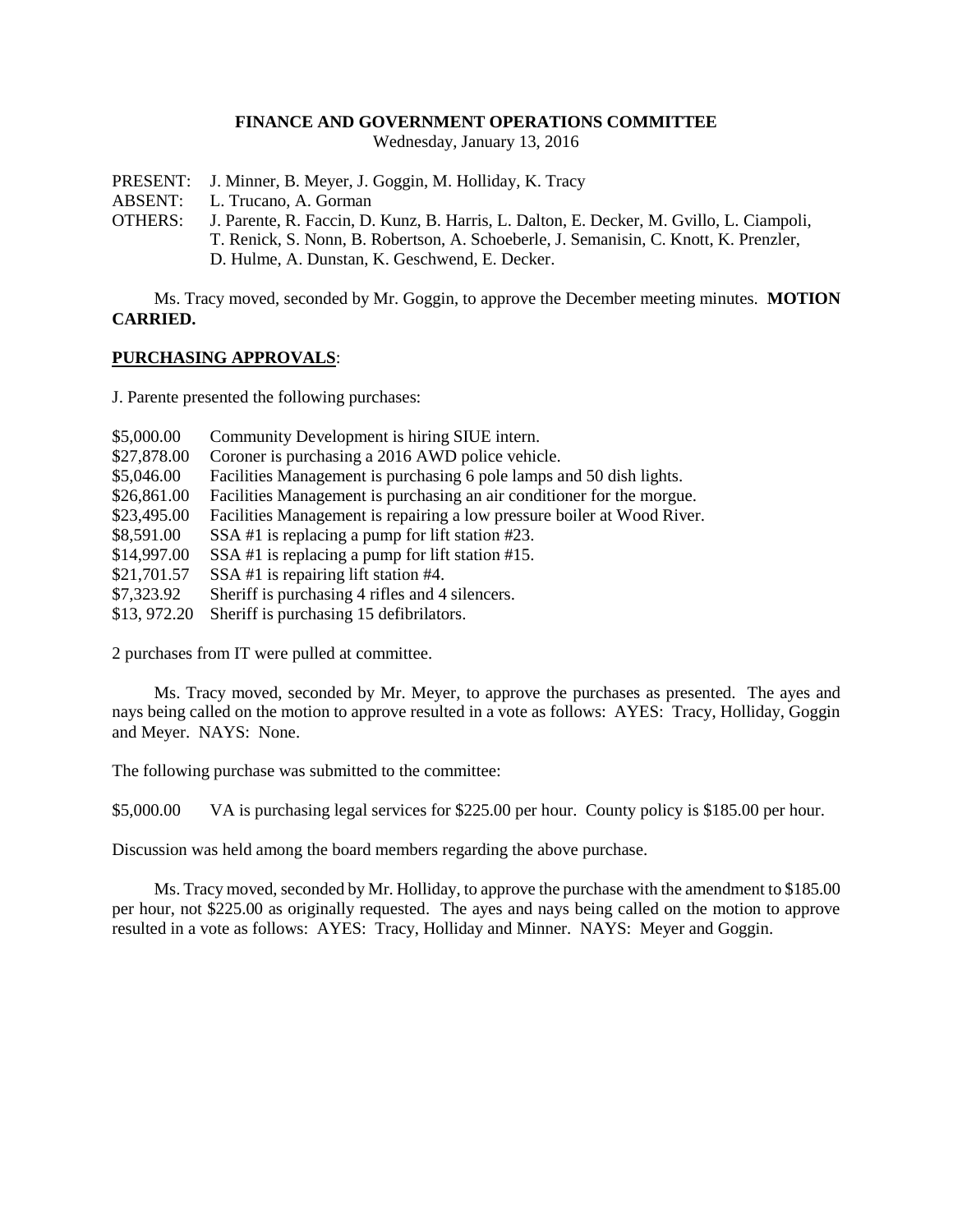# FINANCE AND GOVERNMENT OPERATIONS COMMITTEE

Wednesday, January 13, 2016

PRESENT: J. Minner, B. Meyer, J. Goggin, M. Holliday, K. Tracy
ABSENT: L. Trucano, A. Gorman
OTHERS: J. Parente, R. Faccin, D. Kunz, B. Harris, L. Dalton, E. Decker, M. Gvillo, L. Ciampoli, T. Renick, S. Nonn, B. Robertson, A. Schoeberle, J. Semanisin, C. Knott, K. Prenzler, D. Hulme, A. Dunstan, K. Geschwend, E. Decker.

Ms. Tracy moved, seconded by Mr. Goggin, to approve the December meeting minutes. **MOTION CARRIED.**

## PURCHASING APPROVALS:

J. Parente presented the following purchases:

| | |
|---|---|
| \$5,000.00 | Community Development is hiring SIUE intern. |
| \$27,878.00 | Coroner is purchasing a 2016 AWD police vehicle. |
| \$5,046.00 | Facilities Management is purchasing 6 pole lamps and 50 dish lights. |
| \$26,861.00 | Facilities Management is purchasing an air conditioner for the morgue. |
| \$23,495.00 | Facilities Management is repairing a low pressure boiler at Wood River. |
| \$8,591.00 | SSA #1 is replacing a pump for lift station #23. |
| \$14,997.00 | SSA #1 is replacing a pump for lift station #15. |
| \$21,701.57 | SSA #1 is repairing lift station #4. |
| \$7,323.92 | Sheriff is purchasing 4 rifles and 4 silencers. |
| \$13, 972.20 | Sheriff is purchasing 15 defibrilators. |

2 purchases from IT were pulled at committee.

Ms. Tracy moved, seconded by Mr. Meyer, to approve the purchases as presented. The ayes and nays being called on the motion to approve resulted in a vote as follows: AYES: Tracy, Holliday, Goggin and Meyer. NAYS: None.

The following purchase was submitted to the committee:

\$5,000.00 VA is purchasing legal services for \$225.00 per hour. County policy is \$185.00 per hour.

Discussion was held among the board members regarding the above purchase.

Ms. Tracy moved, seconded by Mr. Holliday, to approve the purchase with the amendment to \$185.00 per hour, not \$225.00 as originally requested. The ayes and nays being called on the motion to approve resulted in a vote as follows: AYES: Tracy, Holliday and Minner. NAYS: Meyer and Goggin.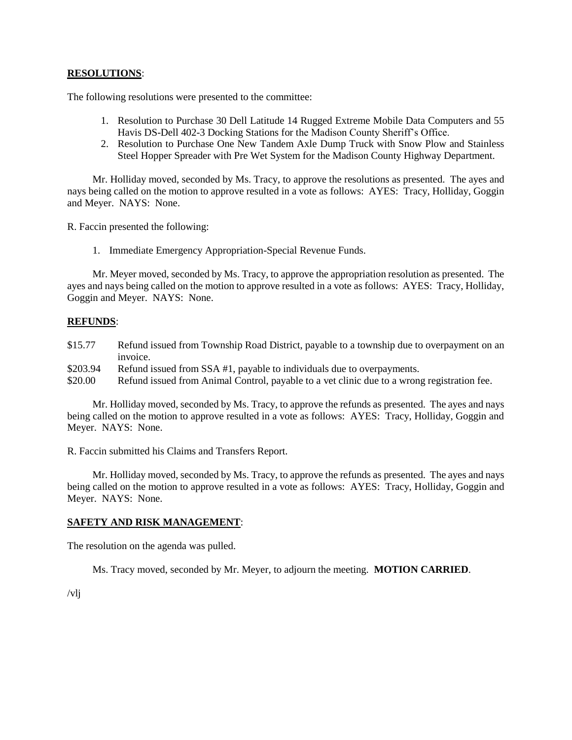**<u>RESOLUTIONS</u>**:

The following resolutions were presented to the committee:

1. Resolution to Purchase 30 Dell Latitude 14 Rugged Extreme Mobile Data Computers and 55 Havis DS-Dell 402-3 Docking Stations for the Madison County Sheriff's Office.
2. Resolution to Purchase One New Tandem Axle Dump Truck with Snow Plow and Stainless Steel Hopper Spreader with Pre Wet System for the Madison County Highway Department.

Mr. Holliday moved, seconded by Ms. Tracy, to approve the resolutions as presented. The ayes and nays being called on the motion to approve resulted in a vote as follows: AYES: Tracy, Holliday, Goggin and Meyer. NAYS: None.

R. Faccin presented the following:

1. Immediate Emergency Appropriation-Special Revenue Funds.

Mr. Meyer moved, seconded by Ms. Tracy, to approve the appropriation resolution as presented. The ayes and nays being called on the motion to approve resulted in a vote as follows: AYES: Tracy, Holliday, Goggin and Meyer. NAYS: None.

**<u>REFUNDS</u>**:

| | |
|---|---|
| $15.77 | Refund issued from Township Road District, payable to a township due to overpayment on an invoice. |
| $203.94 | Refund issued from SSA #1, payable to individuals due to overpayments. |
| $20.00 | Refund issued from Animal Control, payable to a vet clinic due to a wrong registration fee. |

Mr. Holliday moved, seconded by Ms. Tracy, to approve the refunds as presented. The ayes and nays being called on the motion to approve resulted in a vote as follows: AYES: Tracy, Holliday, Goggin and Meyer. NAYS: None.

R. Faccin submitted his Claims and Transfers Report.

Mr. Holliday moved, seconded by Ms. Tracy, to approve the refunds as presented. The ayes and nays being called on the motion to approve resulted in a vote as follows: AYES: Tracy, Holliday, Goggin and Meyer. NAYS: None.

**<u>SAFETY AND RISK MANAGEMENT</u>**:

The resolution on the agenda was pulled.

Ms. Tracy moved, seconded by Mr. Meyer, to adjourn the meeting. **MOTION CARRIED**.

/vlj